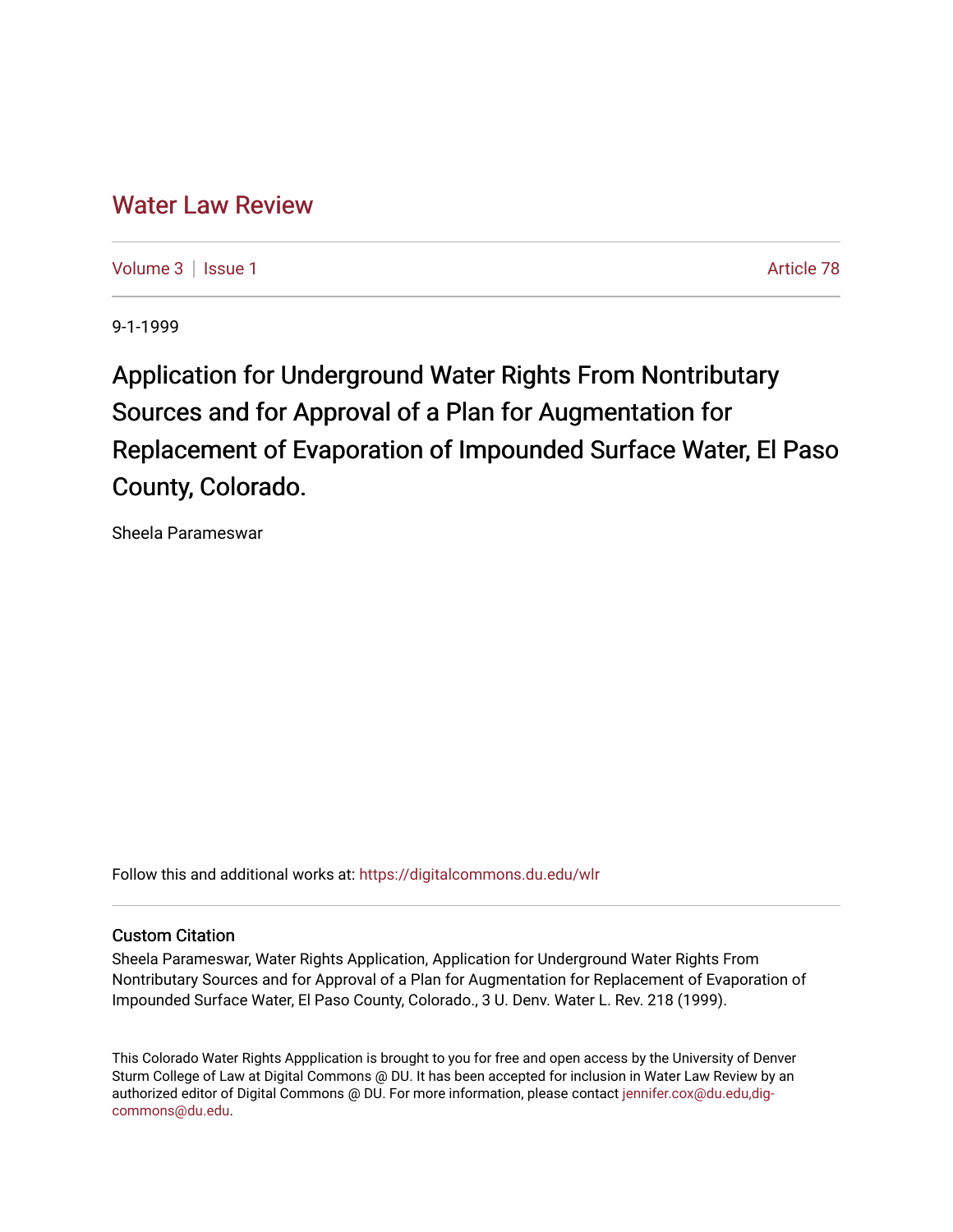# Water Law Review

Volume 3 | Issue 1 Article 78

9-1-1999

## Application for Underground Water Rights From Nontributary Sources and for Approval of a Plan for Augmentation for Replacement of Evaporation of Impounded Surface Water, El Paso County, Colorado.

Sheela Parameswar

Follow this and additional works at: https://digitalcommons.du.edu/wlr

### Custom Citation

Sheela Parameswar, Water Rights Application, Application for Underground Water Rights From Nontributary Sources and for Approval of a Plan for Augmentation for Replacement of Evaporation of Impounded Surface Water, El Paso County, Colorado., 3 U. Denv. Water L. Rev. 218 (1999).

This Colorado Water Rights Appplication is brought to you for free and open access by the University of Denver Sturm College of Law at Digital Commons @ DU. It has been accepted for inclusion in Water Law Review by an authorized editor of Digital Commons @ DU. For more information, please contact jennifer.cox@du.edu,dig-commons@du.edu.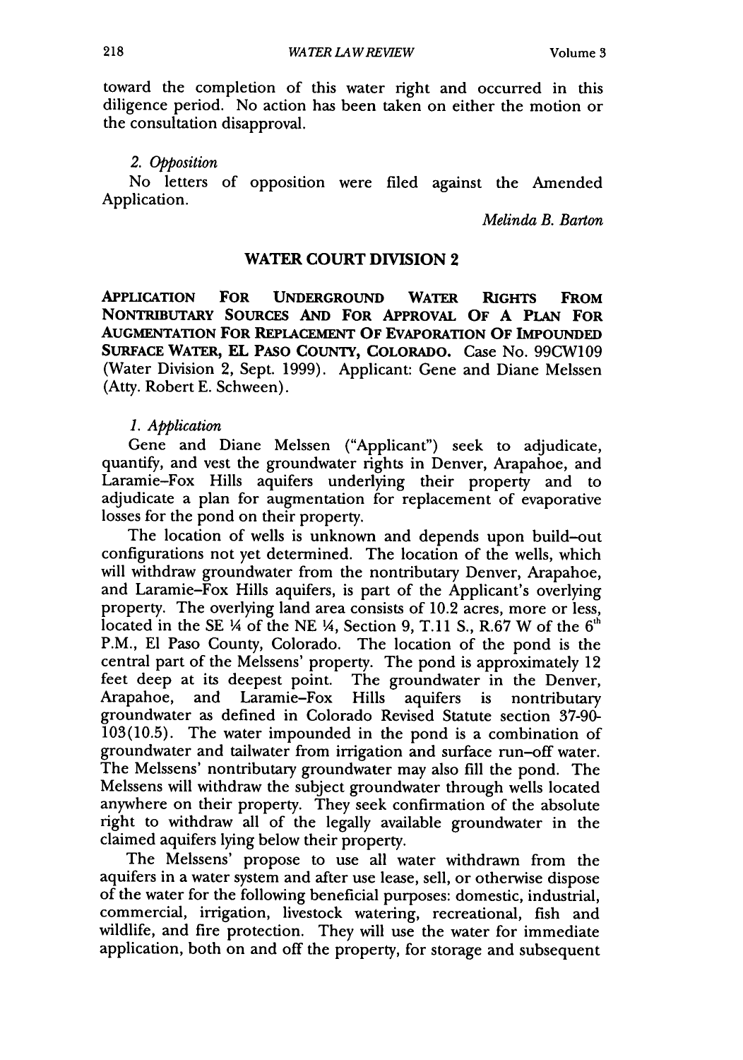toward the completion of this water right and occurred in this diligence period. No action has been taken on either the motion or the consultation disapproval.

*2. Opposition*

No letters of opposition were filed against the Amended Application.

*Melinda B. Barton*

## WATER COURT DIVISION 2

**APPLICATION FOR UNDERGROUND WATER RIGHTS FROM NONTRIBUTARY SOURCES AND FOR APPROVAL OF A PLAN FOR AUGMENTATION FOR REPLACEMENT OF EVAPORATION OF IMPOUNDED SURFACE WATER, EL PASO COUNTY, COLORADO.** Case No. 99CW109 (Water Division 2, Sept. 1999). Applicant: Gene and Diane Melssen (Atty. Robert E. Schween).

*1. Application*

Gene and Diane Melssen ("Applicant") seek to adjudicate, quantify, and vest the groundwater rights in Denver, Arapahoe, and Laramie–Fox Hills aquifers underlying their property and to adjudicate a plan for augmentation for replacement of evaporative losses for the pond on their property.

The location of wells is unknown and depends upon build–out configurations not yet determined. The location of the wells, which will withdraw groundwater from the nontributary Denver, Arapahoe, and Laramie–Fox Hills aquifers, is part of the Applicant's overlying property. The overlying land area consists of 10.2 acres, more or less, located in the SE ¼ of the NE ¼, Section 9, T.11 S., R.67 W of the 6th P.M., El Paso County, Colorado. The location of the pond is the central part of the Melssens' property. The pond is approximately 12 feet deep at its deepest point. The groundwater in the Denver, Arapahoe, and Laramie–Fox Hills aquifers is nontributary groundwater as defined in Colorado Revised Statute section 37-90-103(10.5). The water impounded in the pond is a combination of groundwater and tailwater from irrigation and surface run–off water. The Melssens' nontributary groundwater may also fill the pond. The Melssens will withdraw the subject groundwater through wells located anywhere on their property. They seek confirmation of the absolute right to withdraw all of the legally available groundwater in the claimed aquifers lying below their property.

The Melssens' propose to use all water withdrawn from the aquifers in a water system and after use lease, sell, or otherwise dispose of the water for the following beneficial purposes: domestic, industrial, commercial, irrigation, livestock watering, recreational, fish and wildlife, and fire protection. They will use the water for immediate application, both on and off the property, for storage and subsequent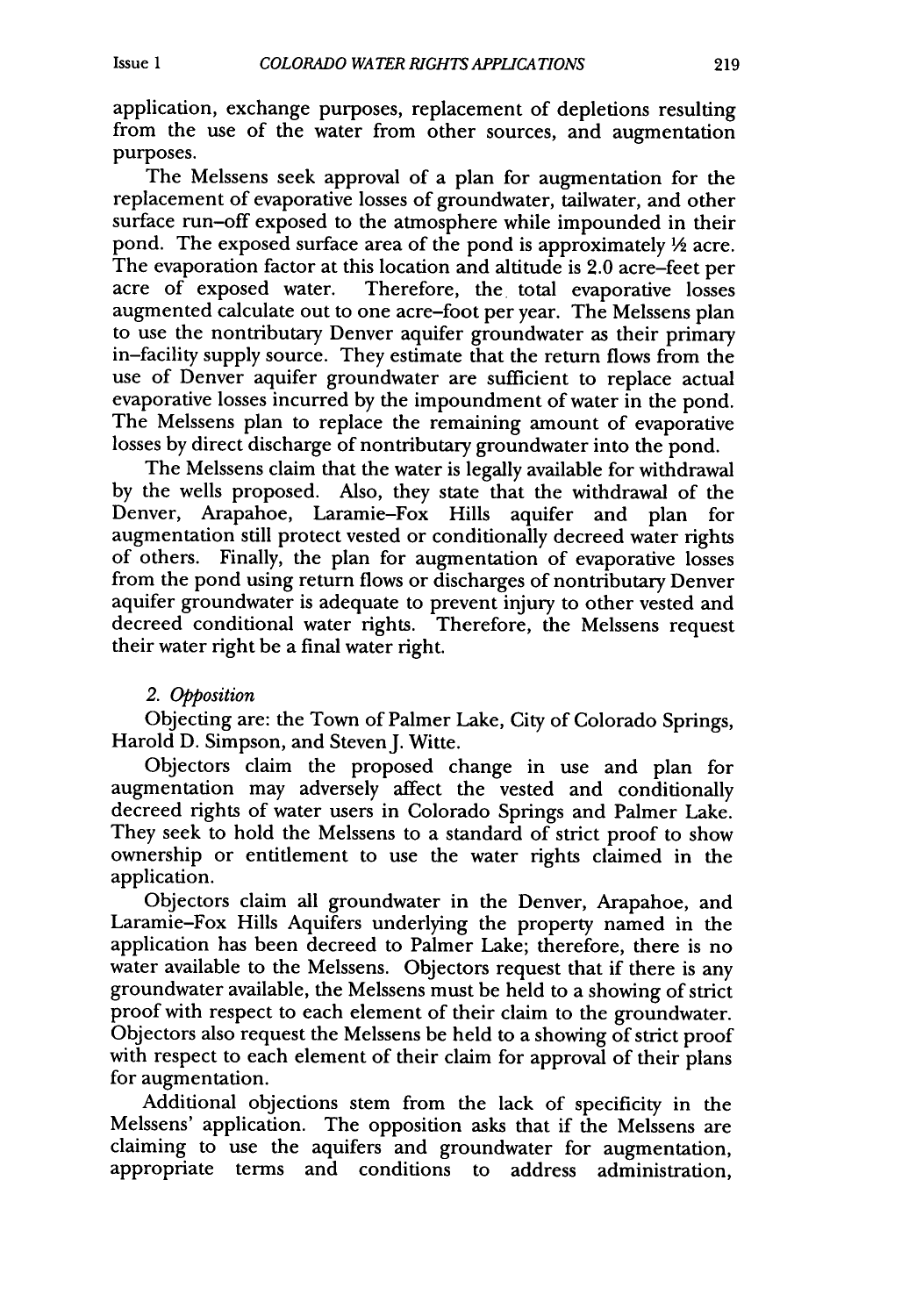application, exchange purposes, replacement of depletions resulting from the use of the water from other sources, and augmentation purposes.

The Melssens seek approval of a plan for augmentation for the replacement of evaporative losses of groundwater, tailwater, and other surface run-off exposed to the atmosphere while impounded in their pond. The exposed surface area of the pond is approximately ½ acre. The evaporation factor at this location and altitude is 2.0 acre-feet per acre of exposed water. Therefore, the total evaporative losses augmented calculate out to one acre-foot per year. The Melssens plan to use the nontributary Denver aquifer groundwater as their primary in-facility supply source. They estimate that the return flows from the use of Denver aquifer groundwater are sufficient to replace actual evaporative losses incurred by the impoundment of water in the pond. The Melssens plan to replace the remaining amount of evaporative losses by direct discharge of nontributary groundwater into the pond.

The Melssens claim that the water is legally available for withdrawal by the wells proposed. Also, they state that the withdrawal of the Denver, Arapahoe, Laramie-Fox Hills aquifer and plan for augmentation still protect vested or conditionally decreed water rights of others. Finally, the plan for augmentation of evaporative losses from the pond using return flows or discharges of nontributary Denver aquifer groundwater is adequate to prevent injury to other vested and decreed conditional water rights. Therefore, the Melssens request their water right be a final water right.

*2. Opposition*

Objecting are: the Town of Palmer Lake, City of Colorado Springs, Harold D. Simpson, and Steven J. Witte.

Objectors claim the proposed change in use and plan for augmentation may adversely affect the vested and conditionally decreed rights of water users in Colorado Springs and Palmer Lake. They seek to hold the Melssens to a standard of strict proof to show ownership or entitlement to use the water rights claimed in the application.

Objectors claim all groundwater in the Denver, Arapahoe, and Laramie-Fox Hills Aquifers underlying the property named in the application has been decreed to Palmer Lake; therefore, there is no water available to the Melssens. Objectors request that if there is any groundwater available, the Melssens must be held to a showing of strict proof with respect to each element of their claim to the groundwater. Objectors also request the Melssens be held to a showing of strict proof with respect to each element of their claim for approval of their plans for augmentation.

Additional objections stem from the lack of specificity in the Melssens' application. The opposition asks that if the Melssens are claiming to use the aquifers and groundwater for augmentation, appropriate terms and conditions to address administration,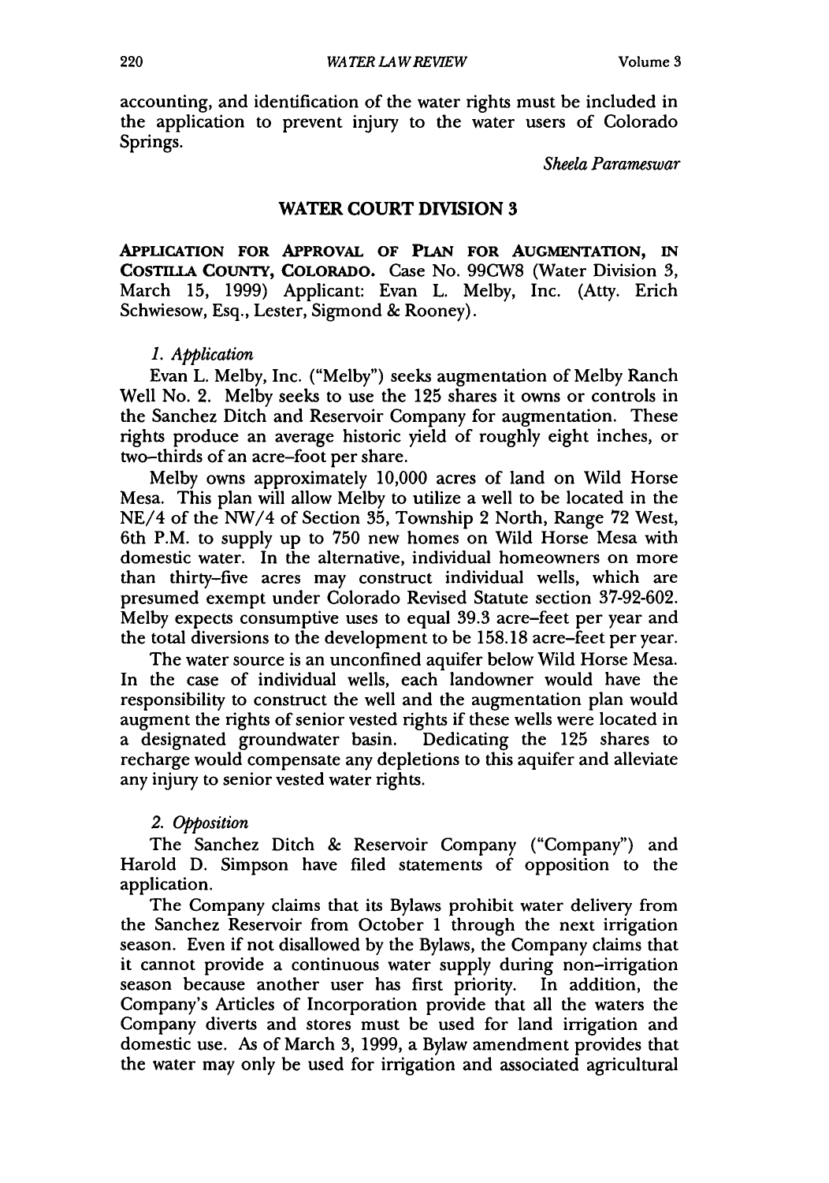accounting, and identification of the water rights must be included in the application to prevent injury to the water users of Colorado Springs.

*Sheela Parameswar*

## WATER COURT DIVISION 3

**APPLICATION FOR APPROVAL OF PLAN FOR AUGMENTATION, IN COSTILLA COUNTY, COLORADO.** Case No. 99CW8 (Water Division 3, March 15, 1999) Applicant: Evan L. Melby, Inc. (Atty. Erich Schwiesow, Esq., Lester, Sigmond & Rooney).

### *1. Application*

Evan L. Melby, Inc. ("Melby") seeks augmentation of Melby Ranch Well No. 2. Melby seeks to use the 125 shares it owns or controls in the Sanchez Ditch and Reservoir Company for augmentation. These rights produce an average historic yield of roughly eight inches, or two-thirds of an acre-foot per share.

Melby owns approximately 10,000 acres of land on Wild Horse Mesa. This plan will allow Melby to utilize a well to be located in the NE/4 of the NW/4 of Section 35, Township 2 North, Range 72 West, 6th P.M. to supply up to 750 new homes on Wild Horse Mesa with domestic water. In the alternative, individual homeowners on more than thirty-five acres may construct individual wells, which are presumed exempt under Colorado Revised Statute section 37-92-602. Melby expects consumptive uses to equal 39.3 acre-feet per year and the total diversions to the development to be 158.18 acre-feet per year.

The water source is an unconfined aquifer below Wild Horse Mesa. In the case of individual wells, each landowner would have the responsibility to construct the well and the augmentation plan would augment the rights of senior vested rights if these wells were located in a designated groundwater basin. Dedicating the 125 shares to recharge would compensate any depletions to this aquifer and alleviate any injury to senior vested water rights.

### *2. Opposition*

The Sanchez Ditch & Reservoir Company ("Company") and Harold D. Simpson have filed statements of opposition to the application.

The Company claims that its Bylaws prohibit water delivery from the Sanchez Reservoir from October 1 through the next irrigation season. Even if not disallowed by the Bylaws, the Company claims that it cannot provide a continuous water supply during non-irrigation season because another user has first priority. In addition, the Company's Articles of Incorporation provide that all the waters the Company diverts and stores must be used for land irrigation and domestic use. As of March 3, 1999, a Bylaw amendment provides that the water may only be used for irrigation and associated agricultural